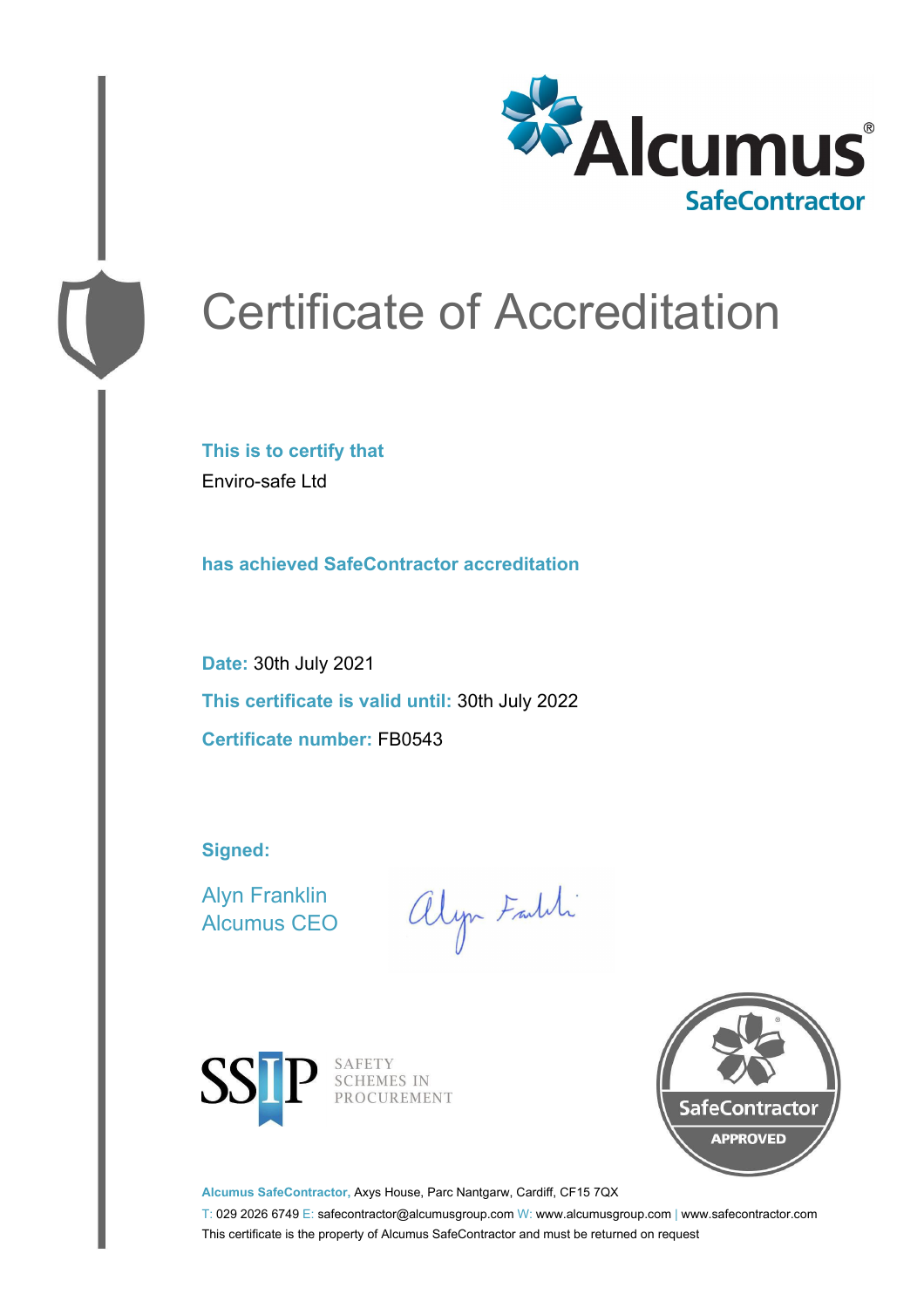# Certificate of Accreditation

**This is to certify that**

Enviro-safe Ltd

**has achieved SafeContractor accreditation**

**Date:** 30th July 2021

**This certificate is valid until:** 30th July 2022

**Certificate number:** FB0543

**Signed:**

Alyn Franklin
Alcumus CEO

SSIP SAFETY SCHEMES IN PROCUREMENT

SafeContractor APPROVED

**Alcumus SafeContractor,** Axys House, Parc Nantgarw, Cardiff, CF15 7QX

T: 029 2026 6749 E: safecontractor@alcumusgroup.com W: www.alcumusgroup.com | www.safecontractor.com

This certificate is the property of Alcumus SafeContractor and must be returned on request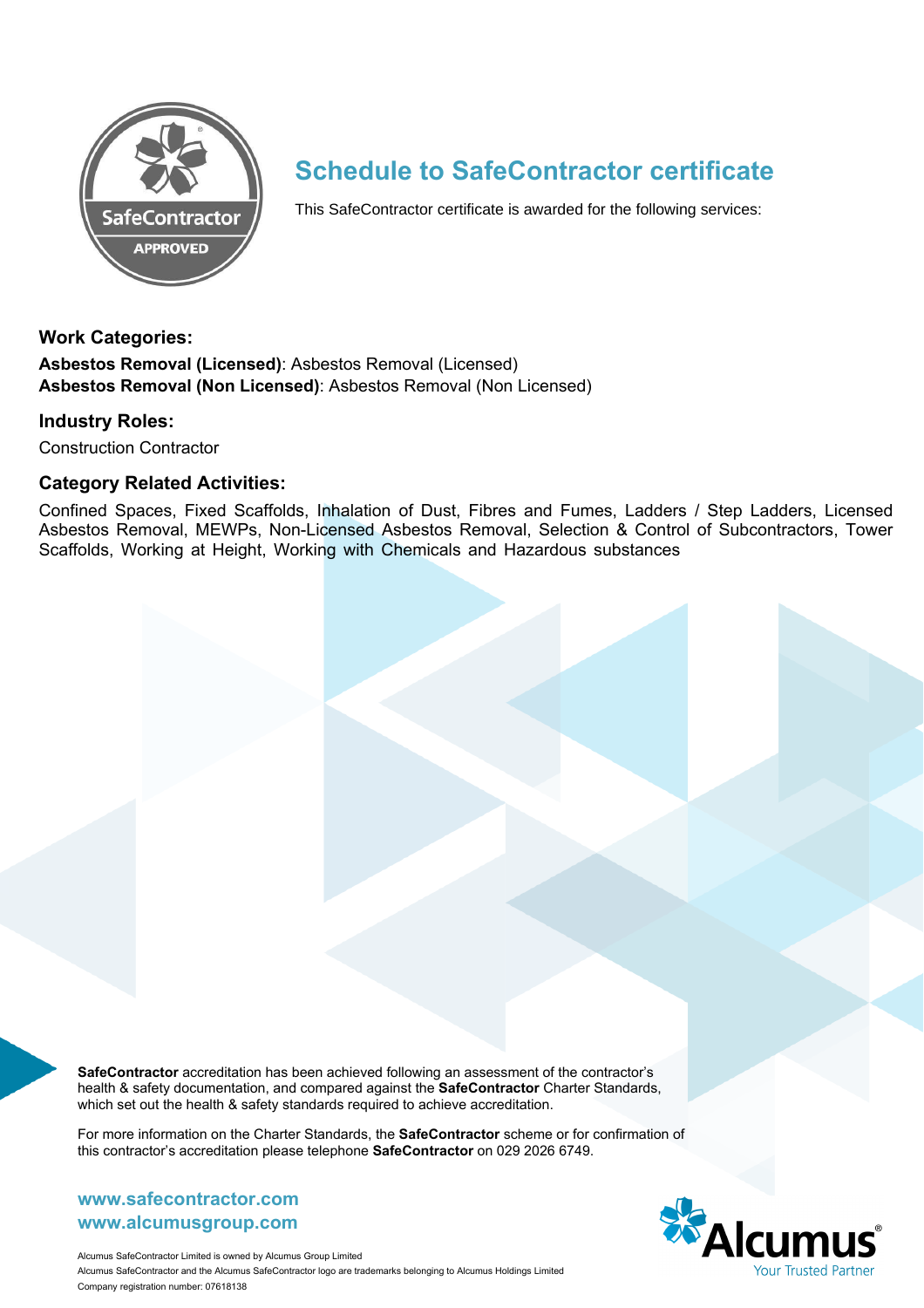# Schedule to SafeContractor certificate

This SafeContractor certificate is awarded for the following services:

### Work Categories:

**Asbestos Removal (Licensed)**: Asbestos Removal (Licensed)
**Asbestos Removal (Non Licensed)**: Asbestos Removal (Non Licensed)

### Industry Roles:

Construction Contractor

### Category Related Activities:

Confined Spaces, Fixed Scaffolds, Inhalation of Dust, Fibres and Fumes, Ladders / Step Ladders, Licensed Asbestos Removal, MEWPs, Non-Licensed Asbestos Removal, Selection & Control of Subcontractors, Tower Scaffolds, Working at Height, Working with Chemicals and Hazardous substances

**SafeContractor** accreditation has been achieved following an assessment of the contractor's health & safety documentation, and compared against the **SafeContractor** Charter Standards, which set out the health & safety standards required to achieve accreditation.

For more information on the Charter Standards, the **SafeContractor** scheme or for confirmation of this contractor's accreditation please telephone **SafeContractor** on 029 2026 6749.

**www.safecontractor.com**
**www.alcumusgroup.com**

Alcumus SafeContractor Limited is owned by Alcumus Group Limited
Alcumus SafeContractor and the Alcumus SafeContractor logo are trademarks belonging to Alcumus Holdings Limited
Company registration number: 07618138